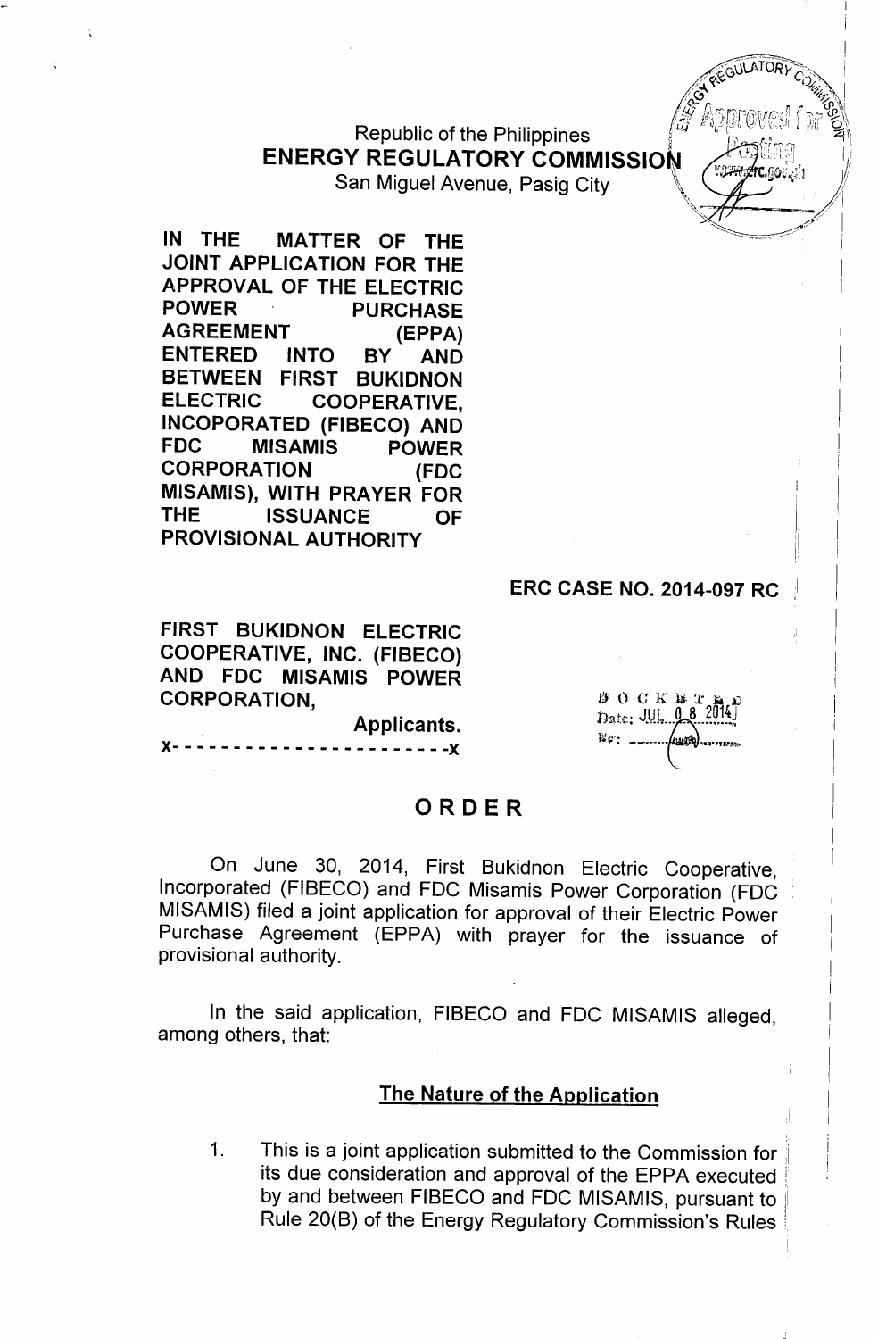Republic of the Philippines
**ENERGY REGULATORY COMMISSION**
San Miguel Avenue, Pasig City

**IN THE MATTER OF THE JOINT APPLICATION FOR THE APPROVAL OF THE ELECTRIC POWER PURCHASE AGREEMENT (EPPA) ENTERED INTO BY AND BETWEEN FIRST BUKIDNON ELECTRIC COOPERATIVE, INCOPORATED (FIBECO) AND FDC MISAMIS POWER CORPORATION (FDC MISAMIS), WITH PRAYER FOR THE ISSUANCE OF PROVISIONAL AUTHORITY**

**ERC CASE NO. 2014-097 RC**

**FIRST BUKIDNON ELECTRIC COOPERATIVE, INC. (FIBECO) AND FDC MISAMIS POWER CORPORATION,**

**Applicants.**

x- - - - - - - - - - - - - - - - - - - - - -x

DOCKETED
Date: JUL 08 2014

# ORDER

On June 30, 2014, First Bukidnon Electric Cooperative, Incorporated (FIBECO) and FDC Misamis Power Corporation (FDC MISAMIS) filed a joint application for approval of their Electric Power Purchase Agreement (EPPA) with prayer for the issuance of provisional authority.

In the said application, FIBECO and FDC MISAMIS alleged, among others, that:

## The Nature of the Application

1. This is a joint application submitted to the Commission for its due consideration and approval of the EPPA executed by and between FIBECO and FDC MISAMIS, pursuant to Rule 20(B) of the Energy Regulatory Commission's Rules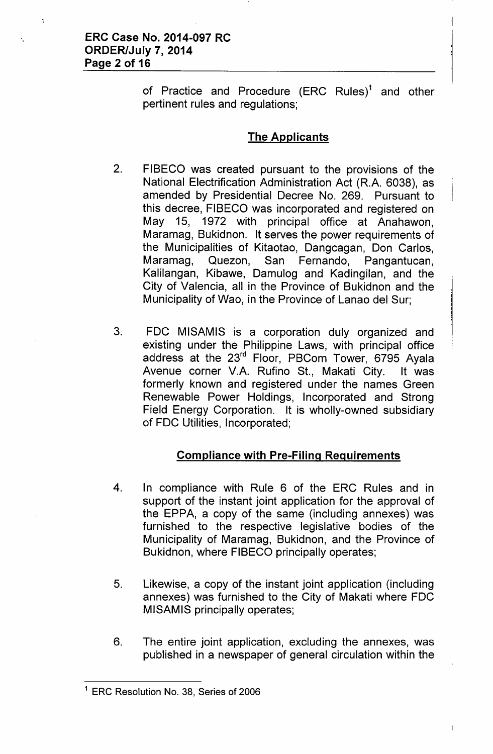of Practice and Procedure (ERC Rules)[1] and other pertinent rules and regulations;

## The Applicants

2. FIBECO was created pursuant to the provisions of the National Electrification Administration Act (R.A. 6038), as amended by Presidential Decree No. 269. Pursuant to this decree, FIBECO was incorporated and registered on May 15, 1972 with principal office at Anahawon, Maramag, Bukidnon. It serves the power requirements of the Municipalities of Kitaotao, Dangcagan, Don Carlos, Maramag, Quezon, San Fernando, Pangantucan, Kalilangan, Kibawe, Damulog and Kadingilan, and the City of Valencia, all in the Province of Bukidnon and the Municipality of Wao, in the Province of Lanao del Sur;

3. FDC MISAMIS is a corporation duly organized and existing under the Philippine Laws, with principal office address at the 23rd Floor, PBCom Tower, 6795 Ayala Avenue corner V.A. Rufino St., Makati City. It was formerly known and registered under the names Green Renewable Power Holdings, Incorporated and Strong Field Energy Corporation. It is wholly-owned subsidiary of FDC Utilities, Incorporated;

## Compliance with Pre-Filing Requirements

4. In compliance with Rule 6 of the ERC Rules and in support of the instant joint application for the approval of the EPPA, a copy of the same (including annexes) was furnished to the respective legislative bodies of the Municipality of Maramag, Bukidnon, and the Province of Bukidnon, where FIBECO principally operates;

5. Likewise, a copy of the instant joint application (including annexes) was furnished to the City of Makati where FDC MISAMIS principally operates;

6. The entire joint application, excluding the annexes, was published in a newspaper of general circulation within the

---

[1] ERC Resolution No. 38, Series of 2006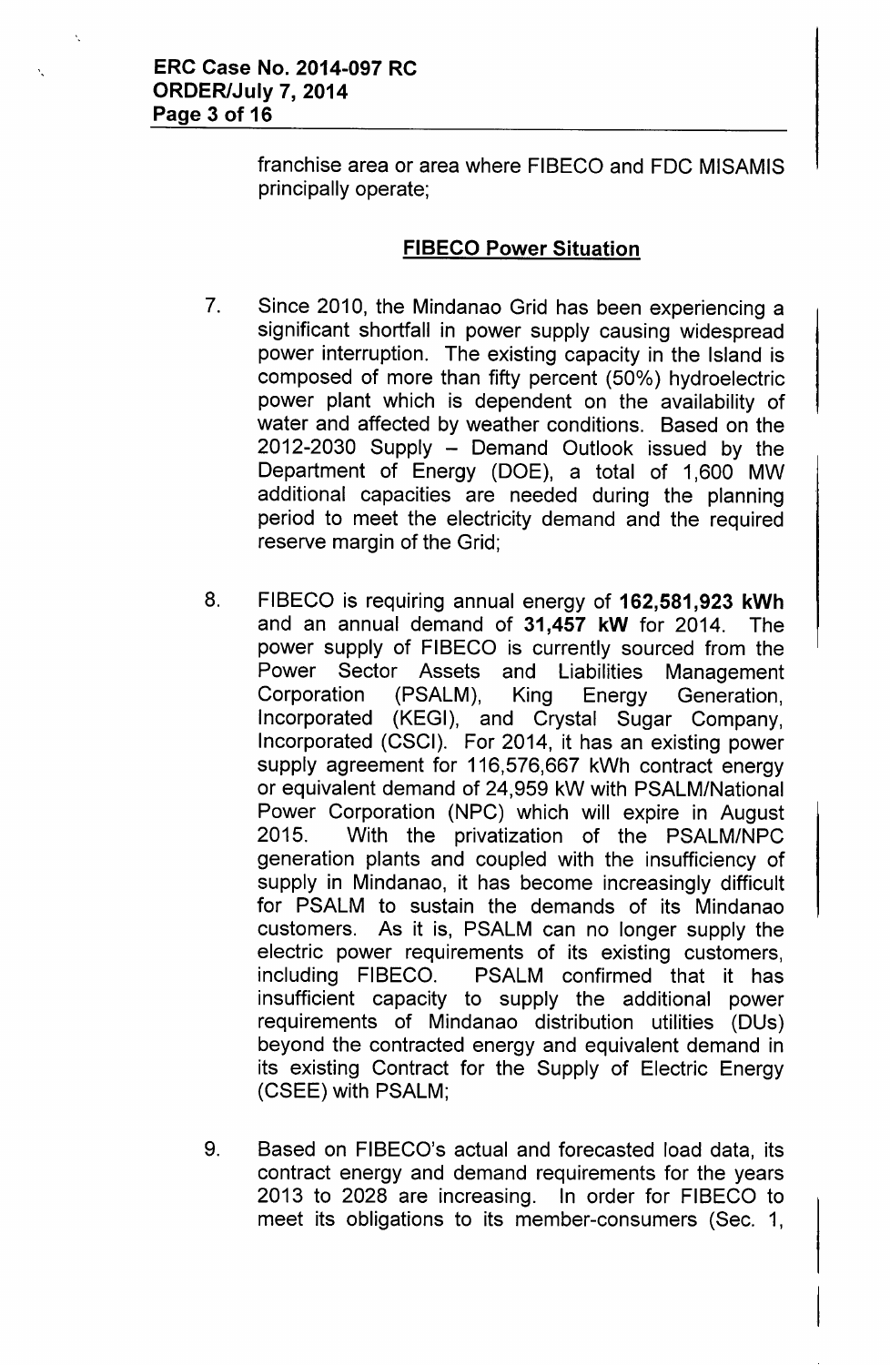franchise area or area where FIBECO and FDC MISAMIS principally operate;

## FIBECO Power Situation

7. Since 2010, the Mindanao Grid has been experiencing a significant shortfall in power supply causing widespread power interruption. The existing capacity in the Island is composed of more than fifty percent (50%) hydroelectric power plant which is dependent on the availability of water and affected by weather conditions. Based on the 2012-2030 Supply – Demand Outlook issued by the Department of Energy (DOE), a total of 1,600 MW additional capacities are needed during the planning period to meet the electricity demand and the required reserve margin of the Grid;

8. FIBECO is requiring annual energy of **162,581,923 kWh** and an annual demand of **31,457 kW** for 2014. The power supply of FIBECO is currently sourced from the Power Sector Assets and Liabilities Management Corporation (PSALM), King Energy Generation, Incorporated (KEGI), and Crystal Sugar Company, Incorporated (CSCI). For 2014, it has an existing power supply agreement for 116,576,667 kWh contract energy or equivalent demand of 24,959 kW with PSALM/National Power Corporation (NPC) which will expire in August 2015. With the privatization of the PSALM/NPC generation plants and coupled with the insufficiency of supply in Mindanao, it has become increasingly difficult for PSALM to sustain the demands of its Mindanao customers. As it is, PSALM can no longer supply the electric power requirements of its existing customers, including FIBECO. PSALM confirmed that it has insufficient capacity to supply the additional power requirements of Mindanao distribution utilities (DUs) beyond the contracted energy and equivalent demand in its existing Contract for the Supply of Electric Energy (CSEE) with PSALM;

9. Based on FIBECO's actual and forecasted load data, its contract energy and demand requirements for the years 2013 to 2028 are increasing. In order for FIBECO to meet its obligations to its member-consumers (Sec. 1,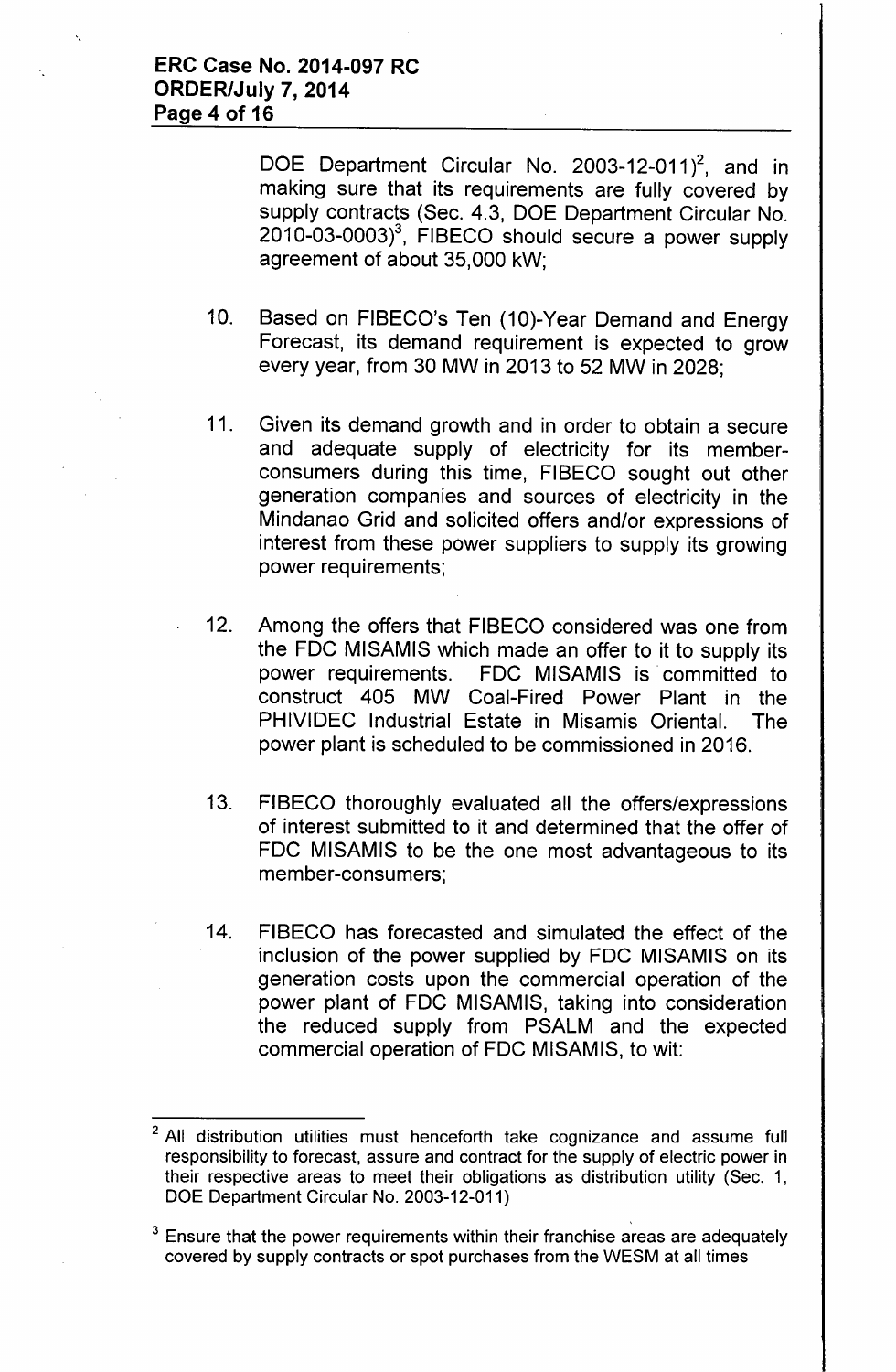DOE Department Circular No. 2003-12-011)[2], and in making sure that its requirements are fully covered by supply contracts (Sec. 4.3, DOE Department Circular No. 2010-03-0003)[3], FIBECO should secure a power supply agreement of about 35,000 kW;

10. Based on FIBECO's Ten (10)-Year Demand and Energy Forecast, its demand requirement is expected to grow every year, from 30 MW in 2013 to 52 MW in 2028;

11. Given its demand growth and in order to obtain a secure and adequate supply of electricity for its member-consumers during this time, FIBECO sought out other generation companies and sources of electricity in the Mindanao Grid and solicited offers and/or expressions of interest from these power suppliers to supply its growing power requirements;

12. Among the offers that FIBECO considered was one from the FDC MISAMIS which made an offer to it to supply its power requirements. FDC MISAMIS is committed to construct 405 MW Coal-Fired Power Plant in the PHIVIDEC Industrial Estate in Misamis Oriental. The power plant is scheduled to be commissioned in 2016.

13. FIBECO thoroughly evaluated all the offers/expressions of interest submitted to it and determined that the offer of FDC MISAMIS to be the one most advantageous to its member-consumers;

14. FIBECO has forecasted and simulated the effect of the inclusion of the power supplied by FDC MISAMIS on its generation costs upon the commercial operation of the power plant of FDC MISAMIS, taking into consideration the reduced supply from PSALM and the expected commercial operation of FDC MISAMIS, to wit:

---

[2] All distribution utilities must henceforth take cognizance and assume full responsibility to forecast, assure and contract for the supply of electric power in their respective areas to meet their obligations as distribution utility (Sec. 1, DOE Department Circular No. 2003-12-011)

[3] Ensure that the power requirements within their franchise areas are adequately covered by supply contracts or spot purchases from the WESM at all times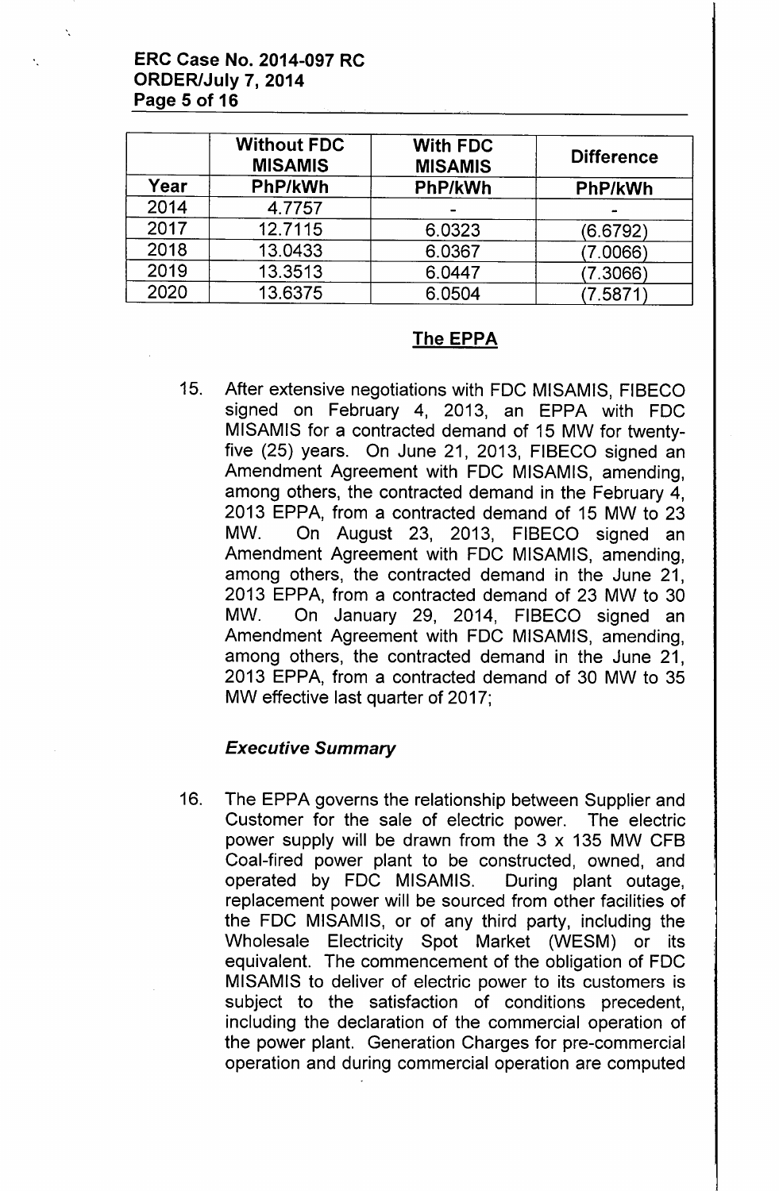| | Without FDC MISAMIS | With FDC MISAMIS | Difference |
|---|---|---|---|
| Year | PhP/kWh | PhP/kWh | PhP/kWh |
| 2014 | 4.7757 | - | - |
| 2017 | 12.7115 | 6.0323 | (6.6792) |
| 2018 | 13.0433 | 6.0367 | (7.0066) |
| 2019 | 13.3513 | 6.0447 | (7.3066) |
| 2020 | 13.6375 | 6.0504 | (7.5871) |

## The EPPA

15. After extensive negotiations with FDC MISAMIS, FIBECO signed on February 4, 2013, an EPPA with FDC MISAMIS for a contracted demand of 15 MW for twenty-five (25) years. On June 21, 2013, FIBECO signed an Amendment Agreement with FDC MISAMIS, amending, among others, the contracted demand in the February 4, 2013 EPPA, from a contracted demand of 15 MW to 23 MW. On August 23, 2013, FIBECO signed an Amendment Agreement with FDC MISAMIS, amending, among others, the contracted demand in the June 21, 2013 EPPA, from a contracted demand of 23 MW to 30 MW. On January 29, 2014, FIBECO signed an Amendment Agreement with FDC MISAMIS, amending, among others, the contracted demand in the June 21, 2013 EPPA, from a contracted demand of 30 MW to 35 MW effective last quarter of 2017;

### *Executive Summary*

16. The EPPA governs the relationship between Supplier and Customer for the sale of electric power. The electric power supply will be drawn from the 3 x 135 MW CFB Coal-fired power plant to be constructed, owned, and operated by FDC MISAMIS. During plant outage, replacement power will be sourced from other facilities of the FDC MISAMIS, or of any third party, including the Wholesale Electricity Spot Market (WESM) or its equivalent. The commencement of the obligation of FDC MISAMIS to deliver of electric power to its customers is subject to the satisfaction of conditions precedent, including the declaration of the commercial operation of the power plant. Generation Charges for pre-commercial operation and during commercial operation are computed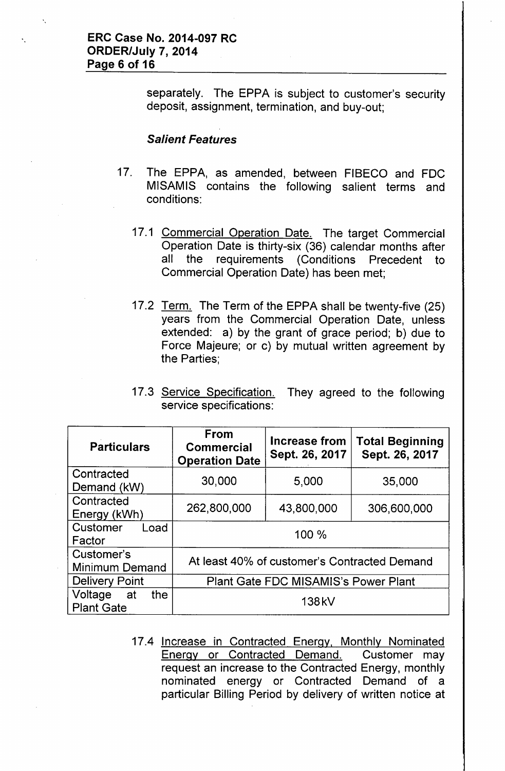separately. The EPPA is subject to customer's security deposit, assignment, termination, and buy-out;

### *Salient Features*

17. The EPPA, as amended, between FIBECO and FDC MISAMIS contains the following salient terms and conditions:

    17.1 Commercial Operation Date. The target Commercial Operation Date is thirty-six (36) calendar months after all the requirements (Conditions Precedent to Commercial Operation Date) has been met;

    17.2 Term. The Term of the EPPA shall be twenty-five (25) years from the Commercial Operation Date, unless extended: a) by the grant of grace period; b) due to Force Majeure; or c) by mutual written agreement by the Parties;

    17.3 Service Specification. They agreed to the following service specifications:

| Particulars | From Commercial Operation Date | Increase from Sept. 26, 2017 | Total Beginning Sept. 26, 2017 |
|---|---|---|---|
| Contracted Demand (kW) | 30,000 | 5,000 | 35,000 |
| Contracted Energy (kWh) | 262,800,000 | 43,800,000 | 306,600,000 |
| Customer Load Factor | 100 % | | |
| Customer's Minimum Demand | At least 40% of customer's Contracted Demand | | |
| Delivery Point | Plant Gate FDC MISAMIS's Power Plant | | |
| Voltage at the Plant Gate | 138kV | | |

    17.4 Increase in Contracted Energy, Monthly Nominated Energy or Contracted Demand. Customer may request an increase to the Contracted Energy, monthly nominated energy or Contracted Demand of a particular Billing Period by delivery of written notice at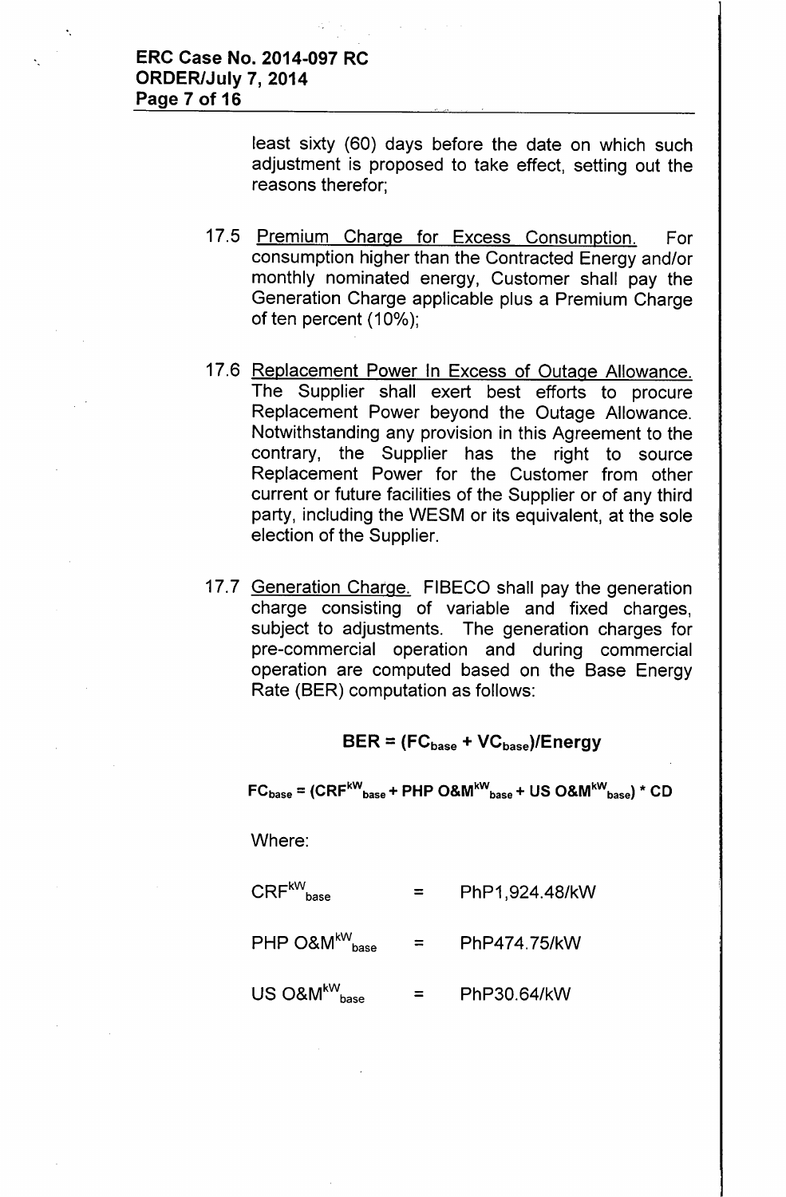least sixty (60) days before the date on which such adjustment is proposed to take effect, setting out the reasons therefor;

17.5 Premium Charge for Excess Consumption. For consumption higher than the Contracted Energy and/or monthly nominated energy, Customer shall pay the Generation Charge applicable plus a Premium Charge of ten percent (10%);

17.6 Replacement Power In Excess of Outage Allowance. The Supplier shall exert best efforts to procure Replacement Power beyond the Outage Allowance. Notwithstanding any provision in this Agreement to the contrary, the Supplier has the right to source Replacement Power for the Customer from other current or future facilities of the Supplier or of any third party, including the WESM or its equivalent, at the sole election of the Supplier.

17.7 Generation Charge. FIBECO shall pay the generation charge consisting of variable and fixed charges, subject to adjustments. The generation charges for pre-commercial operation and during commercial operation are computed based on the Base Energy Rate (BER) computation as follows:

$$\mathbf{BER = (FC_{base} + VC_{base})/Energy}$$

$$\mathbf{FC_{base} = (CRF^{kW}_{base} + PHP\ O\&M^{kW}_{base} + US\ O\&M^{kW}_{base}) * CD}$$

Where:

| | | |
|---|---|---|
| $CRF^{kW}_{base}$ | = | PhP1,924.48/kW |
| $PHP\ O\&M^{kW}_{base}$ | = | PhP474.75/kW |
| $US\ O\&M^{kW}_{base}$ | = | PhP30.64/kW |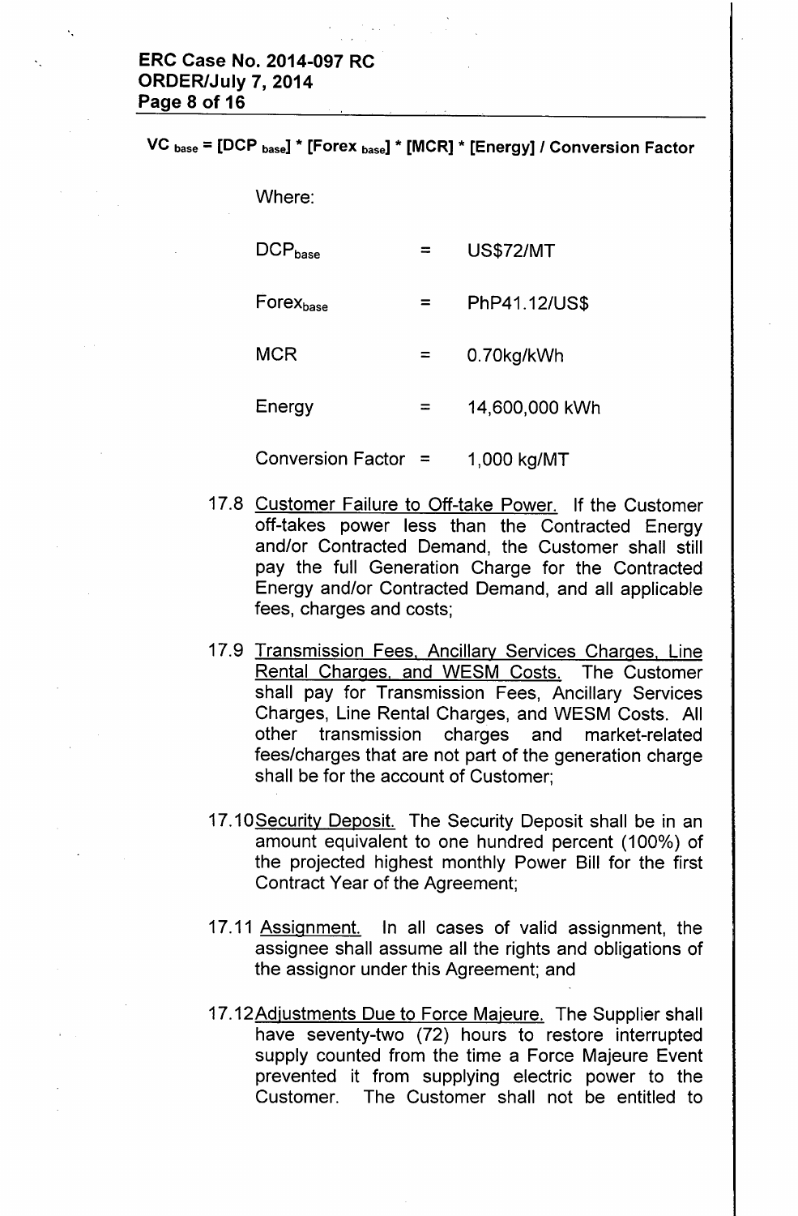$$VC_{base} = [DCP_{base}] * [Forex_{base}] * [MCR] * [Energy] / Conversion\ Factor$$

Where:

| | | |
|---|---|---|
| $DCP_{base}$ | = | US$72/MT |
| $Forex_{base}$ | = | PhP41.12/US$ |
| MCR | = | 0.70kg/kWh |
| Energy | = | 14,600,000 kWh |
| Conversion Factor | = | 1,000 kg/MT |

17.8 Customer Failure to Off-take Power. If the Customer off-takes power less than the Contracted Energy and/or Contracted Demand, the Customer shall still pay the full Generation Charge for the Contracted Energy and/or Contracted Demand, and all applicable fees, charges and costs;

17.9 Transmission Fees, Ancillary Services Charges, Line Rental Charges, and WESM Costs. The Customer shall pay for Transmission Fees, Ancillary Services Charges, Line Rental Charges, and WESM Costs. All other transmission charges and market-related fees/charges that are not part of the generation charge shall be for the account of Customer;

17.10 Security Deposit. The Security Deposit shall be in an amount equivalent to one hundred percent (100%) of the projected highest monthly Power Bill for the first Contract Year of the Agreement;

17.11 Assignment. In all cases of valid assignment, the assignee shall assume all the rights and obligations of the assignor under this Agreement; and

17.12 Adjustments Due to Force Majeure. The Supplier shall have seventy-two (72) hours to restore interrupted supply counted from the time a Force Majeure Event prevented it from supplying electric power to the Customer. The Customer shall not be entitled to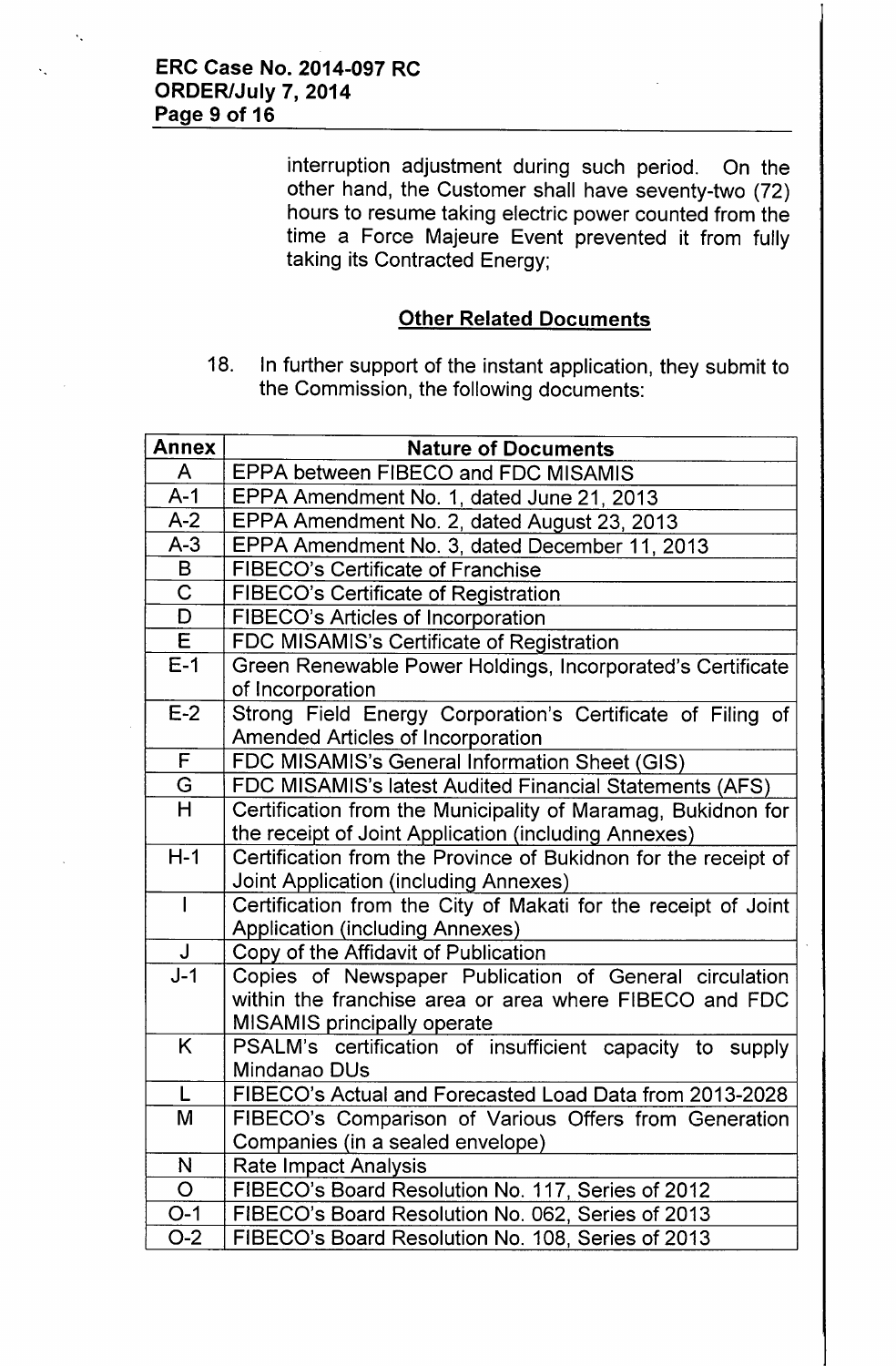interruption adjustment during such period. On the other hand, the Customer shall have seventy-two (72) hours to resume taking electric power counted from the time a Force Majeure Event prevented it from fully taking its Contracted Energy;

## Other Related Documents

18. In further support of the instant application, they submit to the Commission, the following documents:

| Annex | Nature of Documents |
|---|---|
| A | EPPA between FIBECO and FDC MISAMIS |
| A-1 | EPPA Amendment No. 1, dated June 21, 2013 |
| A-2 | EPPA Amendment No. 2, dated August 23, 2013 |
| A-3 | EPPA Amendment No. 3, dated December 11, 2013 |
| B | FIBECO's Certificate of Franchise |
| C | FIBECO's Certificate of Registration |
| D | FIBECO's Articles of Incorporation |
| E | FDC MISAMIS's Certificate of Registration |
| E-1 | Green Renewable Power Holdings, Incorporated's Certificate of Incorporation |
| E-2 | Strong Field Energy Corporation's Certificate of Filing of Amended Articles of Incorporation |
| F | FDC MISAMIS's General Information Sheet (GIS) |
| G | FDC MISAMIS's latest Audited Financial Statements (AFS) |
| H | Certification from the Municipality of Maramag, Bukidnon for the receipt of Joint Application (including Annexes) |
| H-1 | Certification from the Province of Bukidnon for the receipt of Joint Application (including Annexes) |
| I | Certification from the City of Makati for the receipt of Joint Application (including Annexes) |
| J | Copy of the Affidavit of Publication |
| J-1 | Copies of Newspaper Publication of General circulation within the franchise area or area where FIBECO and FDC MISAMIS principally operate |
| K | PSALM's certification of insufficient capacity to supply Mindanao DUs |
| L | FIBECO's Actual and Forecasted Load Data from 2013-2028 |
| M | FIBECO's Comparison of Various Offers from Generation Companies (in a sealed envelope) |
| N | Rate Impact Analysis |
| O | FIBECO's Board Resolution No. 117, Series of 2012 |
| O-1 | FIBECO's Board Resolution No. 062, Series of 2013 |
| O-2 | FIBECO's Board Resolution No. 108, Series of 2013 |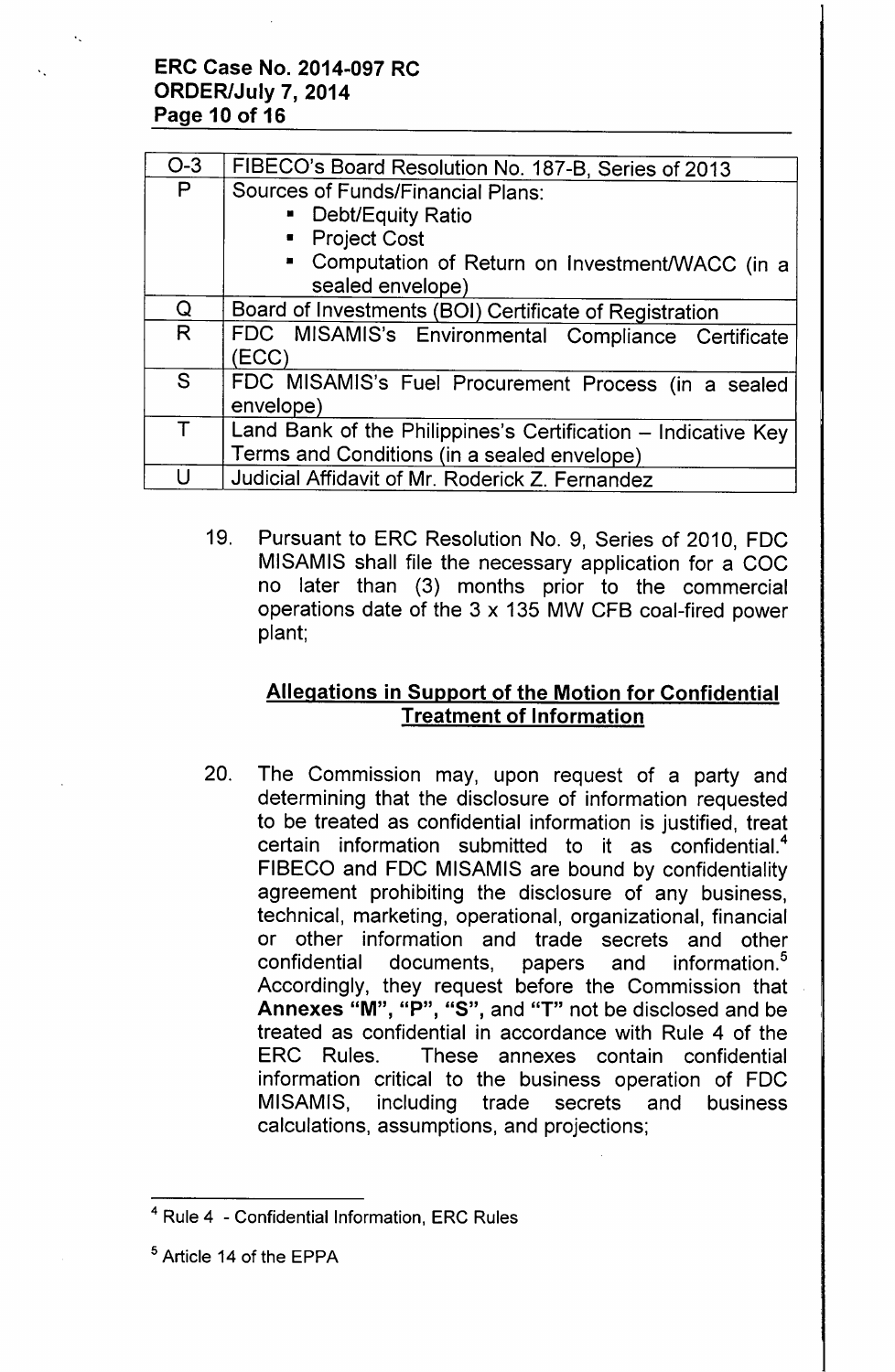| | |
|---|---|
| O-3 | FIBECO's Board Resolution No. 187-B, Series of 2013 |
| P | Sources of Funds/Financial Plans: <br>▪ Debt/Equity Ratio <br>▪ Project Cost <br>▪ Computation of Return on Investment/WACC (in a sealed envelope) |
| Q | Board of Investments (BOI) Certificate of Registration |
| R | FDC MISAMIS's Environmental Compliance Certificate (ECC) |
| S | FDC MISAMIS's Fuel Procurement Process (in a sealed envelope) |
| T | Land Bank of the Philippines's Certification – Indicative Key Terms and Conditions (in a sealed envelope) |
| U | Judicial Affidavit of Mr. Roderick Z. Fernandez |

19. Pursuant to ERC Resolution No. 9, Series of 2010, FDC MISAMIS shall file the necessary application for a COC no later than (3) months prior to the commercial operations date of the 3 x 135 MW CFB coal-fired power plant;

## Allegations in Support of the Motion for Confidential Treatment of Information

20. The Commission may, upon request of a party and determining that the disclosure of information requested to be treated as confidential information is justified, treat certain information submitted to it as confidential.[4] FIBECO and FDC MISAMIS are bound by confidentiality agreement prohibiting the disclosure of any business, technical, marketing, operational, organizational, financial or other information and trade secrets and other confidential documents, papers and information.[5] Accordingly, they request before the Commission that **Annexes "M", "P", "S"**, and **"T"** not be disclosed and be treated as confidential in accordance with Rule 4 of the ERC Rules. These annexes contain confidential information critical to the business operation of FDC MISAMIS, including trade secrets and business calculations, assumptions, and projections;

---

[4] Rule 4 - Confidential Information, ERC Rules

[5] Article 14 of the EPPA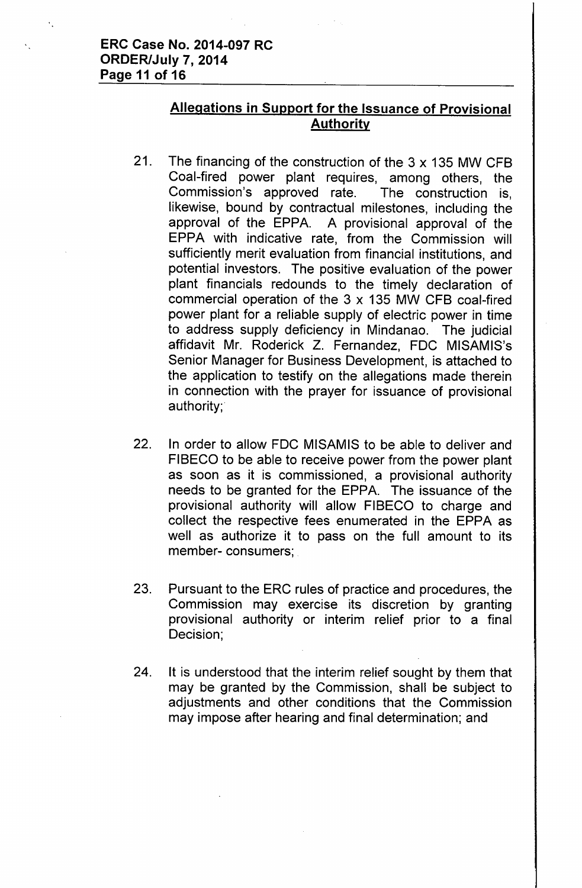## Allegations in Support for the Issuance of Provisional Authority

21. The financing of the construction of the 3 x 135 MW CFB Coal-fired power plant requires, among others, the Commission's approved rate. The construction is, likewise, bound by contractual milestones, including the approval of the EPPA. A provisional approval of the EPPA with indicative rate, from the Commission will sufficiently merit evaluation from financial institutions, and potential investors. The positive evaluation of the power plant financials redounds to the timely declaration of commercial operation of the 3 x 135 MW CFB coal-fired power plant for a reliable supply of electric power in time to address supply deficiency in Mindanao. The judicial affidavit Mr. Roderick Z. Fernandez, FDC MISAMIS's Senior Manager for Business Development, is attached to the application to testify on the allegations made therein in connection with the prayer for issuance of provisional authority;

22. In order to allow FDC MISAMIS to be able to deliver and FIBECO to be able to receive power from the power plant as soon as it is commissioned, a provisional authority needs to be granted for the EPPA. The issuance of the provisional authority will allow FIBECO to charge and collect the respective fees enumerated in the EPPA as well as authorize it to pass on the full amount to its member- consumers;

23. Pursuant to the ERC rules of practice and procedures, the Commission may exercise its discretion by granting provisional authority or interim relief prior to a final Decision;

24. It is understood that the interim relief sought by them that may be granted by the Commission, shall be subject to adjustments and other conditions that the Commission may impose after hearing and final determination; and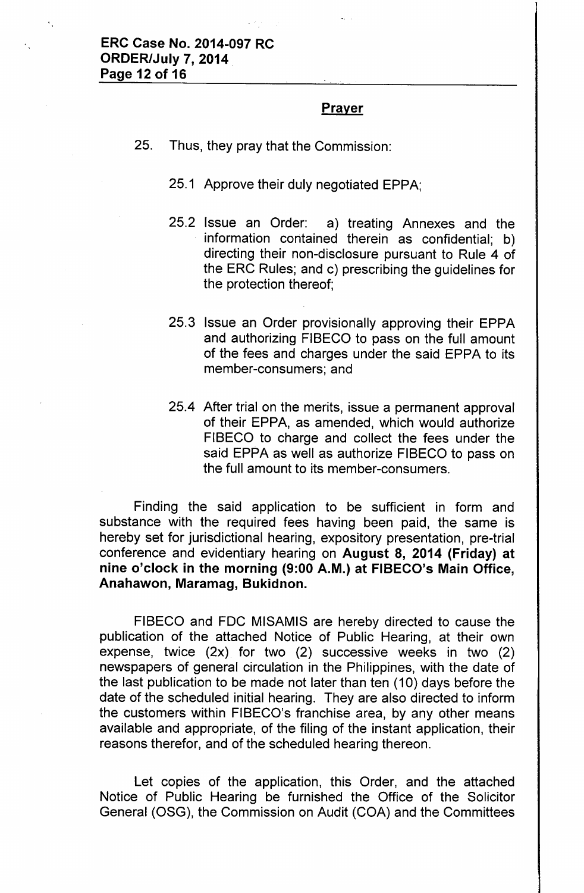## Prayer

25. Thus, they pray that the Commission:

    25.1 Approve their duly negotiated EPPA;

    25.2 Issue an Order: a) treating Annexes and the information contained therein as confidential; b) directing their non-disclosure pursuant to Rule 4 of the ERC Rules; and c) prescribing the guidelines for the protection thereof;

    25.3 Issue an Order provisionally approving their EPPA and authorizing FIBECO to pass on the full amount of the fees and charges under the said EPPA to its member-consumers; and

    25.4 After trial on the merits, issue a permanent approval of their EPPA, as amended, which would authorize FIBECO to charge and collect the fees under the said EPPA as well as authorize FIBECO to pass on the full amount to its member-consumers.

Finding the said application to be sufficient in form and substance with the required fees having been paid, the same is hereby set for jurisdictional hearing, expository presentation, pre-trial conference and evidentiary hearing on **August 8, 2014 (Friday) at nine o'clock in the morning (9:00 A.M.) at FIBECO's Main Office, Anahawon, Maramag, Bukidnon.**

FIBECO and FDC MISAMIS are hereby directed to cause the publication of the attached Notice of Public Hearing, at their own expense, twice (2x) for two (2) successive weeks in two (2) newspapers of general circulation in the Philippines, with the date of the last publication to be made not later than ten (10) days before the date of the scheduled initial hearing. They are also directed to inform the customers within FIBECO's franchise area, by any other means available and appropriate, of the filing of the instant application, their reasons therefor, and of the scheduled hearing thereon.

Let copies of the application, this Order, and the attached Notice of Public Hearing be furnished the Office of the Solicitor General (OSG), the Commission on Audit (COA) and the Committees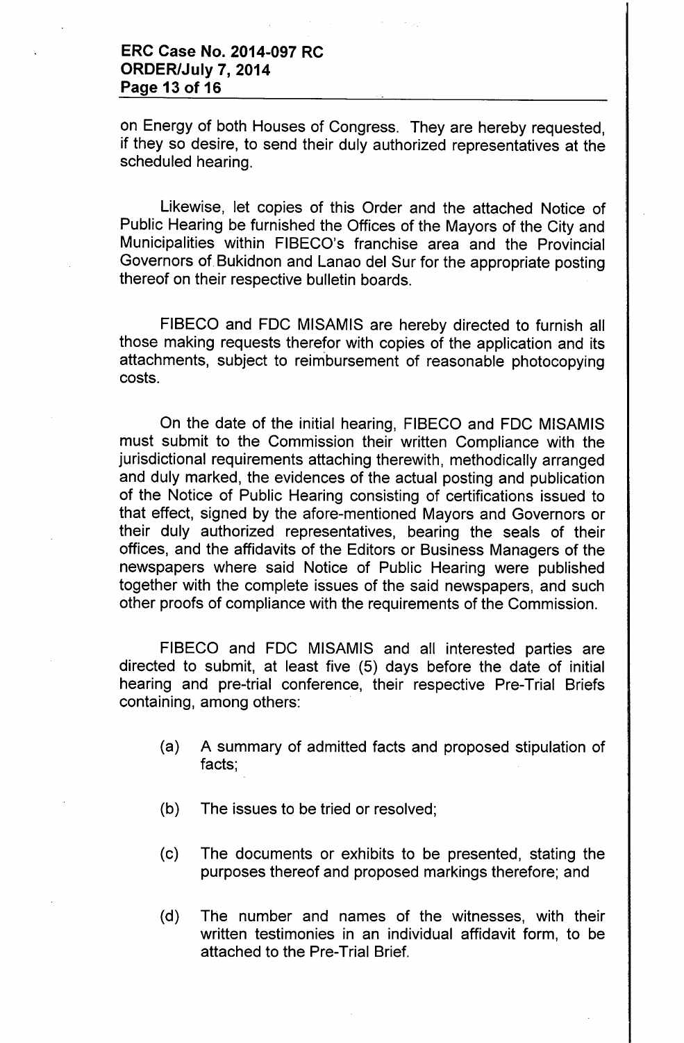on Energy of both Houses of Congress. They are hereby requested, if they so desire, to send their duly authorized representatives at the scheduled hearing.

Likewise, let copies of this Order and the attached Notice of Public Hearing be furnished the Offices of the Mayors of the City and Municipalities within FIBECO's franchise area and the Provincial Governors of Bukidnon and Lanao del Sur for the appropriate posting thereof on their respective bulletin boards.

FIBECO and FDC MISAMIS are hereby directed to furnish all those making requests therefor with copies of the application and its attachments, subject to reimbursement of reasonable photocopying costs.

On the date of the initial hearing, FIBECO and FDC MISAMIS must submit to the Commission their written Compliance with the jurisdictional requirements attaching therewith, methodically arranged and duly marked, the evidences of the actual posting and publication of the Notice of Public Hearing consisting of certifications issued to that effect, signed by the afore-mentioned Mayors and Governors or their duly authorized representatives, bearing the seals of their offices, and the affidavits of the Editors or Business Managers of the newspapers where said Notice of Public Hearing were published together with the complete issues of the said newspapers, and such other proofs of compliance with the requirements of the Commission.

FIBECO and FDC MISAMIS and all interested parties are directed to submit, at least five (5) days before the date of initial hearing and pre-trial conference, their respective Pre-Trial Briefs containing, among others:

(a) A summary of admitted facts and proposed stipulation of facts;

(b) The issues to be tried or resolved;

(c) The documents or exhibits to be presented, stating the purposes thereof and proposed markings therefore; and

(d) The number and names of the witnesses, with their written testimonies in an individual affidavit form, to be attached to the Pre-Trial Brief.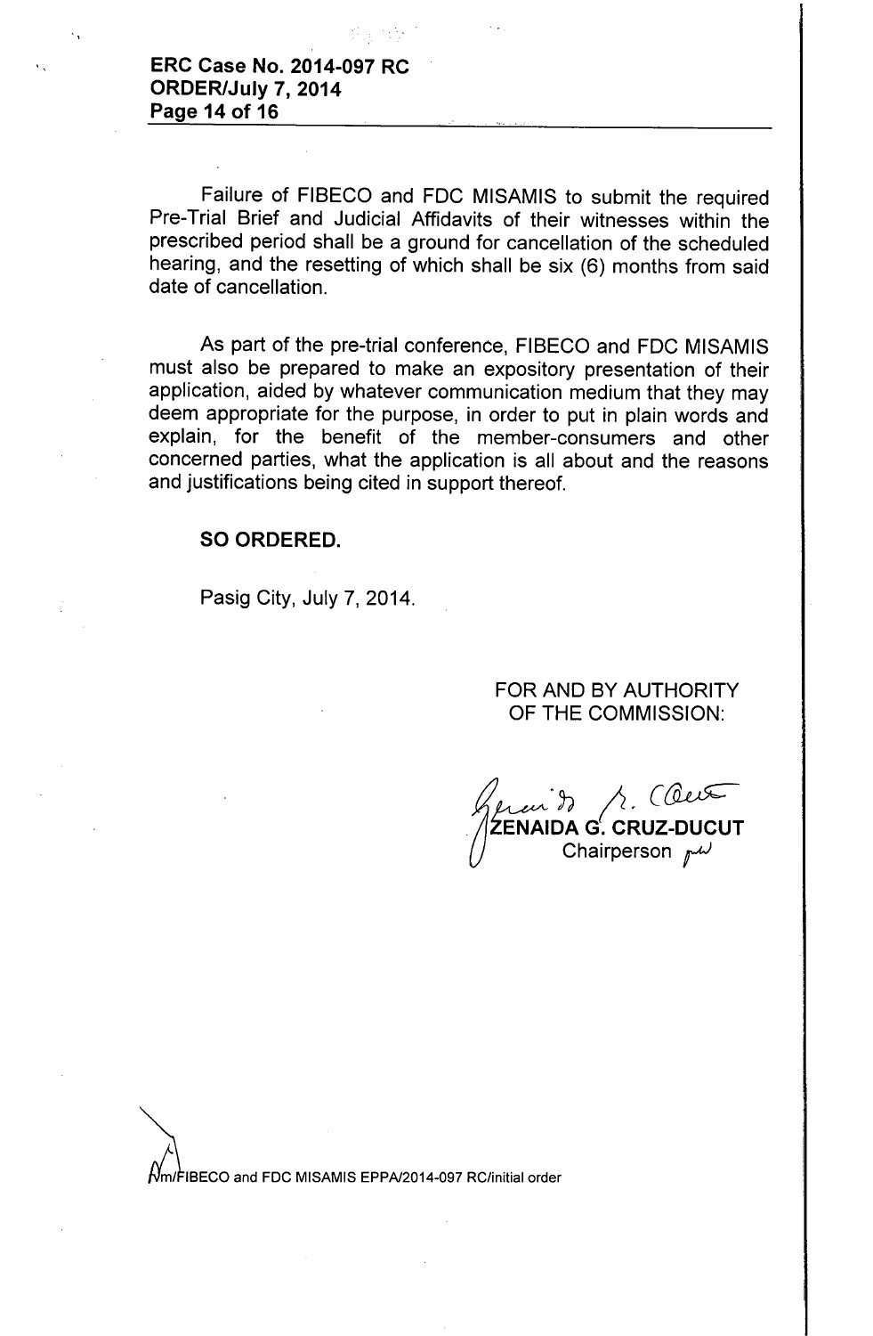Failure of FIBECO and FDC MISAMIS to submit the required Pre-Trial Brief and Judicial Affidavits of their witnesses within the prescribed period shall be a ground for cancellation of the scheduled hearing, and the resetting of which shall be six (6) months from said date of cancellation.

As part of the pre-trial conference, FIBECO and FDC MISAMIS must also be prepared to make an expository presentation of their application, aided by whatever communication medium that they may deem appropriate for the purpose, in order to put in plain words and explain, for the benefit of the member-consumers and other concerned parties, what the application is all about and the reasons and justifications being cited in support thereof.

**SO ORDERED.**

Pasig City, July 7, 2014.

FOR AND BY AUTHORITY
OF THE COMMISSION:

**ZENAIDA G. CRUZ-DUCUT**
Chairperson

Nm/FIBECO and FDC MISAMIS EPPA/2014-097 RC/initial order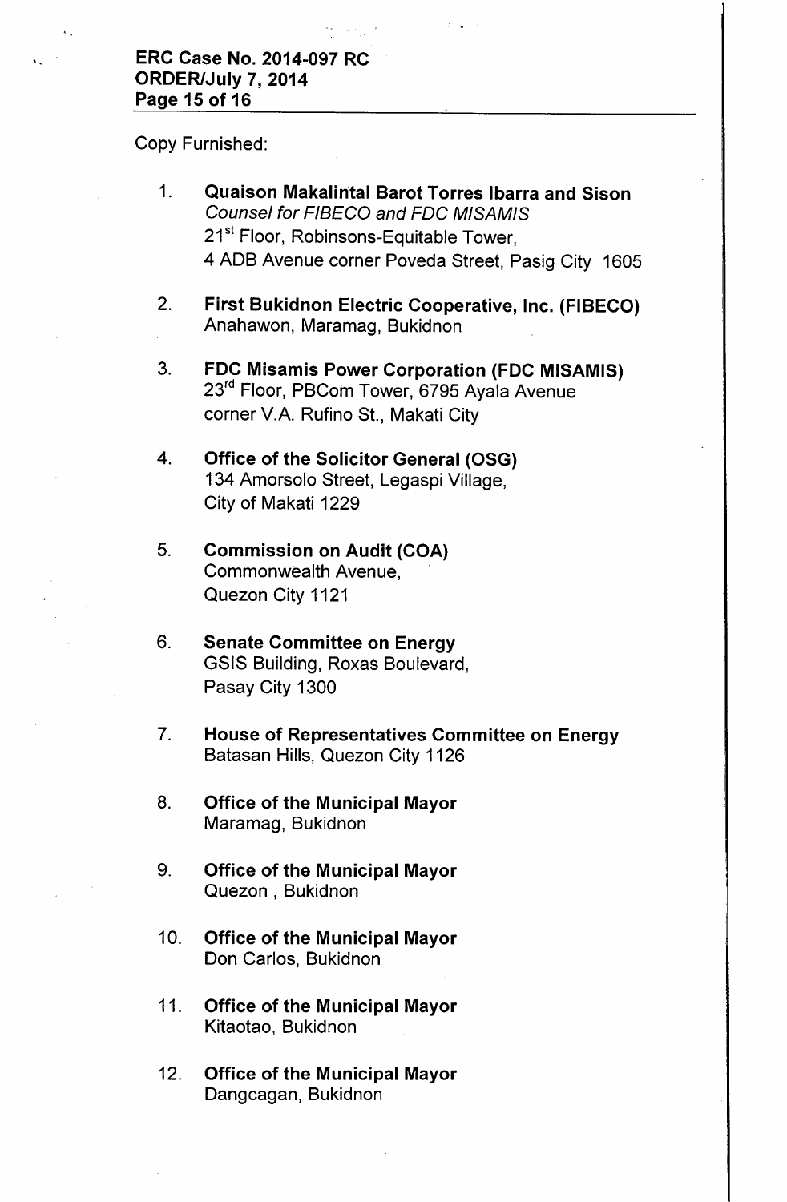Copy Furnished:

1. **Quaison Makalintal Barot Torres Ibarra and Sison**
   *Counsel for FIBECO and FDC MISAMIS*
   21st Floor, Robinsons-Equitable Tower,
   4 ADB Avenue corner Poveda Street, Pasig City 1605

2. **First Bukidnon Electric Cooperative, Inc. (FIBECO)**
   Anahawon, Maramag, Bukidnon

3. **FDC Misamis Power Corporation (FDC MISAMIS)**
   23rd Floor, PBCom Tower, 6795 Ayala Avenue
   corner V.A. Rufino St., Makati City

4. **Office of the Solicitor General (OSG)**
   134 Amorsolo Street, Legaspi Village,
   City of Makati 1229

5. **Commission on Audit (COA)**
   Commonwealth Avenue,
   Quezon City 1121

6. **Senate Committee on Energy**
   GSIS Building, Roxas Boulevard,
   Pasay City 1300

7. **House of Representatives Committee on Energy**
   Batasan Hills, Quezon City 1126

8. **Office of the Municipal Mayor**
   Maramag, Bukidnon

9. **Office of the Municipal Mayor**
   Quezon , Bukidnon

10. **Office of the Municipal Mayor**
    Don Carlos, Bukidnon

11. **Office of the Municipal Mayor**
    Kitaotao, Bukidnon

12. **Office of the Municipal Mayor**
    Dangcagan, Bukidnon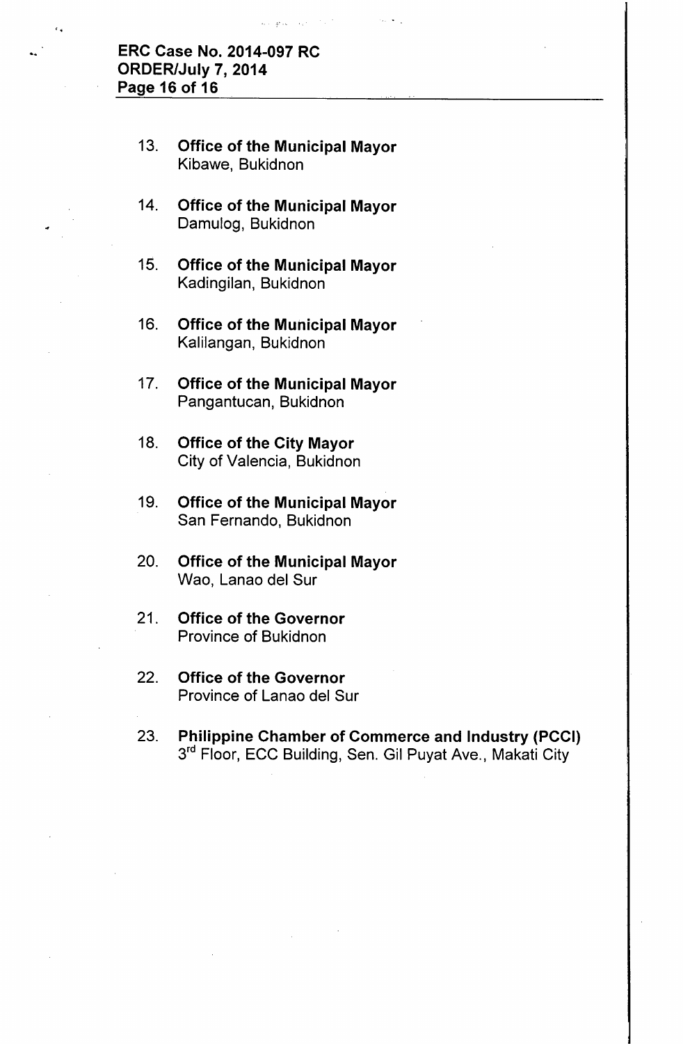13. **Office of the Municipal Mayor**
    Kibawe, Bukidnon

14. **Office of the Municipal Mayor**
    Damulog, Bukidnon

15. **Office of the Municipal Mayor**
    Kadingilan, Bukidnon

16. **Office of the Municipal Mayor**
    Kalilangan, Bukidnon

17. **Office of the Municipal Mayor**
    Pangantucan, Bukidnon

18. **Office of the City Mayor**
    City of Valencia, Bukidnon

19. **Office of the Municipal Mayor**
    San Fernando, Bukidnon

20. **Office of the Municipal Mayor**
    Wao, Lanao del Sur

21. **Office of the Governor**
    Province of Bukidnon

22. **Office of the Governor**
    Province of Lanao del Sur

23. **Philippine Chamber of Commerce and Industry (PCCI)**
    3rd Floor, ECC Building, Sen. Gil Puyat Ave., Makati City